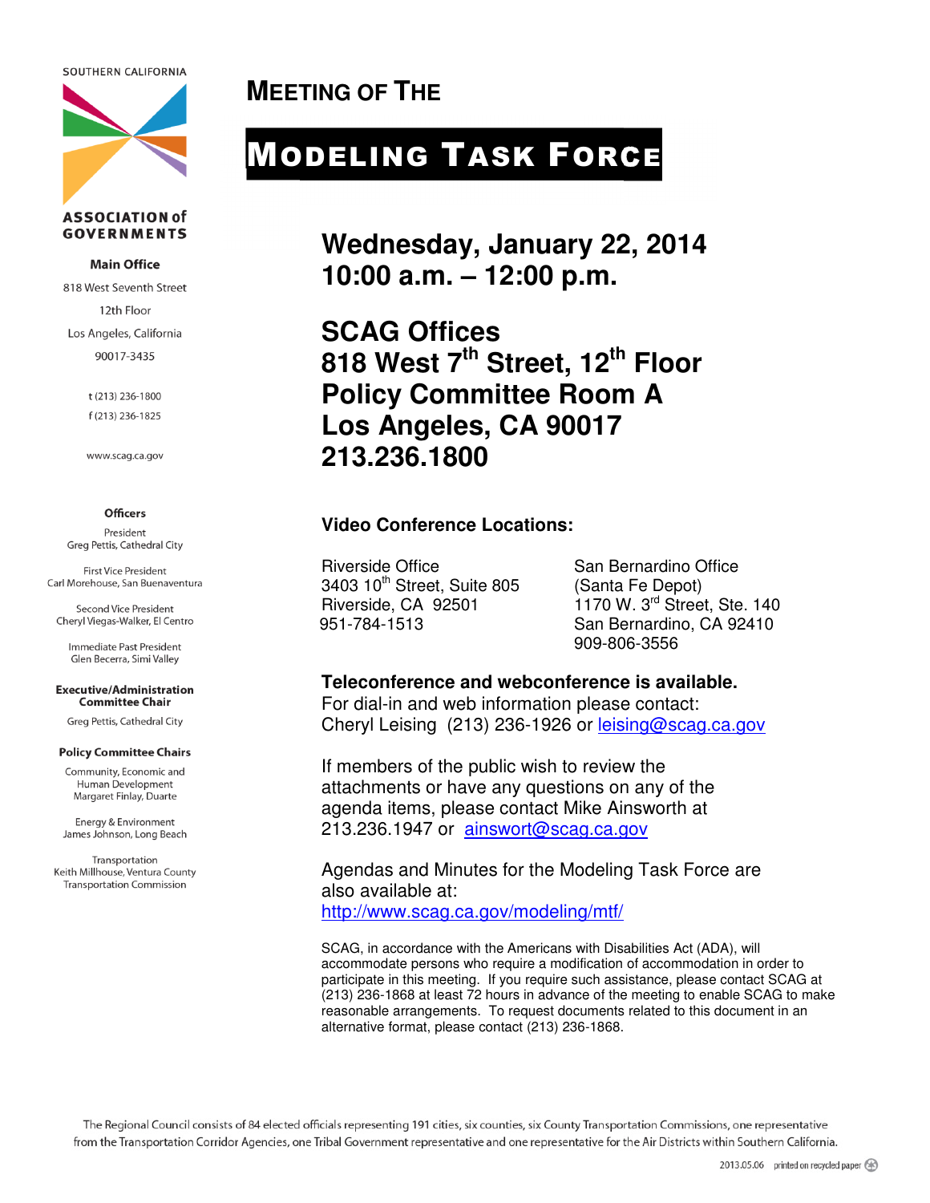SOUTHERN CALIFORNIA

ASSOCIATION of GOVERNMENTS

**Main Office**

818 West Seventh Street

12th Floor

Los Angeles, California

90017-3435

t (213) 236-1800

f (213) 236-1825

www.scag.ca.gov

**Officers**

President
Greg Pettis, Cathedral City

First Vice President
Carl Morehouse, San Buenaventura

Second Vice President
Cheryl Viegas-Walker, El Centro

Immediate Past President
Glen Becerra, Simi Valley

**Executive/Administration Committee Chair**

Greg Pettis, Cathedral City

**Policy Committee Chairs**

Community, Economic and Human Development
Margaret Finlay, Duarte

Energy & Environment
James Johnson, Long Beach

Transportation
Keith Millhouse, Ventura County Transportation Commission

# MEETING OF THE

# MODELING TASK FORCE

## Wednesday, January 22, 2014
## 10:00 a.m. – 12:00 p.m.

## SCAG Offices
## 818 West 7th Street, 12th Floor
## Policy Committee Room A
## Los Angeles, CA 90017
## 213.236.1800

**Video Conference Locations:**

Riverside Office
3403 10th Street, Suite 805
Riverside, CA 92501
951-784-1513

San Bernardino Office
(Santa Fe Depot)
1170 W. 3rd Street, Ste. 140
San Bernardino, CA 92410
909-806-3556

**Teleconference and webconference is available.**
For dial-in and web information please contact:
Cheryl Leising (213) 236-1926 or leising@scag.ca.gov

If members of the public wish to review the attachments or have any questions on any of the agenda items, please contact Mike Ainsworth at 213.236.1947 or ainswort@scag.ca.gov

Agendas and Minutes for the Modeling Task Force are also available at:
http://www.scag.ca.gov/modeling/mtf/

SCAG, in accordance with the Americans with Disabilities Act (ADA), will accommodate persons who require a modification of accommodation in order to participate in this meeting. If you require such assistance, please contact SCAG at (213) 236-1868 at least 72 hours in advance of the meeting to enable SCAG to make reasonable arrangements. To request documents related to this document in an alternative format, please contact (213) 236-1868.

The Regional Council consists of 84 elected officials representing 191 cities, six counties, six County Transportation Commissions, one representative from the Transportation Corridor Agencies, one Tribal Government representative and one representative for the Air Districts within Southern California.

2013.05.06 printed on recycled paper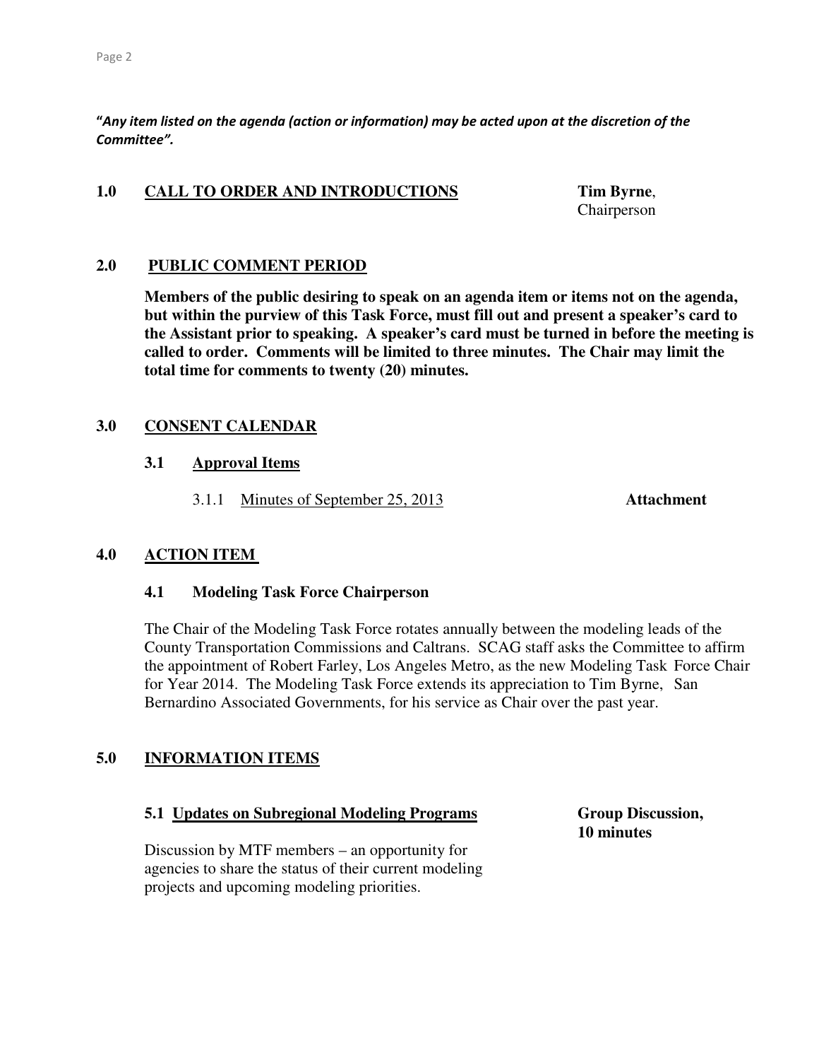***"Any item listed on the agenda (action or information) may be acted upon at the discretion of the Committee".***

## 1.0 CALL TO ORDER AND INTRODUCTIONS

**Tim Byrne**, Chairperson

## 2.0 PUBLIC COMMENT PERIOD

**Members of the public desiring to speak on an agenda item or items not on the agenda, but within the purview of this Task Force, must fill out and present a speaker's card to the Assistant prior to speaking. A speaker's card must be turned in before the meeting is called to order. Comments will be limited to three minutes. The Chair may limit the total time for comments to twenty (20) minutes.**

## 3.0 CONSENT CALENDAR

### 3.1 Approval Items

3.1.1 Minutes of September 25, 2013 — **Attachment**

## 4.0 ACTION ITEM

### 4.1 Modeling Task Force Chairperson

The Chair of the Modeling Task Force rotates annually between the modeling leads of the County Transportation Commissions and Caltrans. SCAG staff asks the Committee to affirm the appointment of Robert Farley, Los Angeles Metro, as the new Modeling Task Force Chair for Year 2014. The Modeling Task Force extends its appreciation to Tim Byrne, San Bernardino Associated Governments, for his service as Chair over the past year.

## 5.0 INFORMATION ITEMS

### 5.1 Updates on Subregional Modeling Programs

**Group Discussion, 10 minutes**

Discussion by MTF members – an opportunity for agencies to share the status of their current modeling projects and upcoming modeling priorities.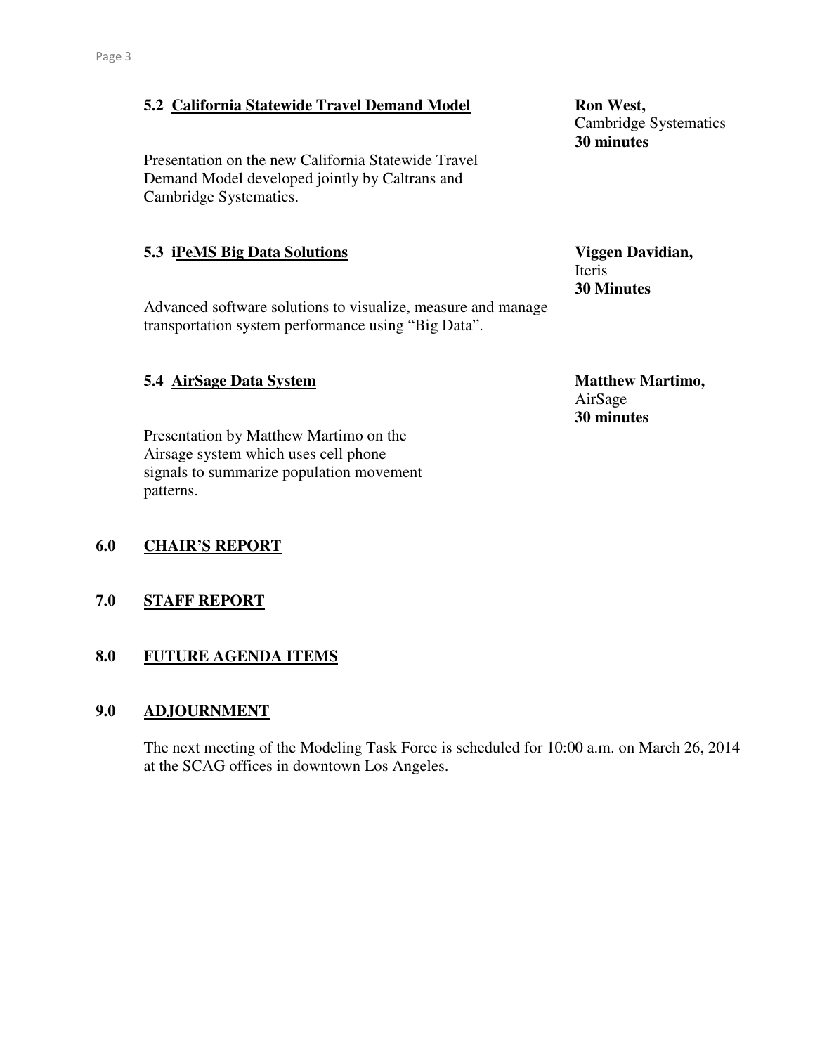**5.2 California Statewide Travel Demand Model**

**Ron West,**
Cambridge Systematics
**30 minutes**

Presentation on the new California Statewide Travel Demand Model developed jointly by Caltrans and Cambridge Systematics.

**5.3 iPeMS Big Data Solutions**

**Viggen Davidian,**
Iteris
**30 Minutes**

Advanced software solutions to visualize, measure and manage transportation system performance using "Big Data".

**5.4 AirSage Data System**

**Matthew Martimo,**
AirSage
**30 minutes**

Presentation by Matthew Martimo on the Airsage system which uses cell phone signals to summarize population movement patterns.

## 6.0 CHAIR'S REPORT

## 7.0 STAFF REPORT

## 8.0 FUTURE AGENDA ITEMS

## 9.0 ADJOURNMENT

The next meeting of the Modeling Task Force is scheduled for 10:00 a.m. on March 26, 2014 at the SCAG offices in downtown Los Angeles.